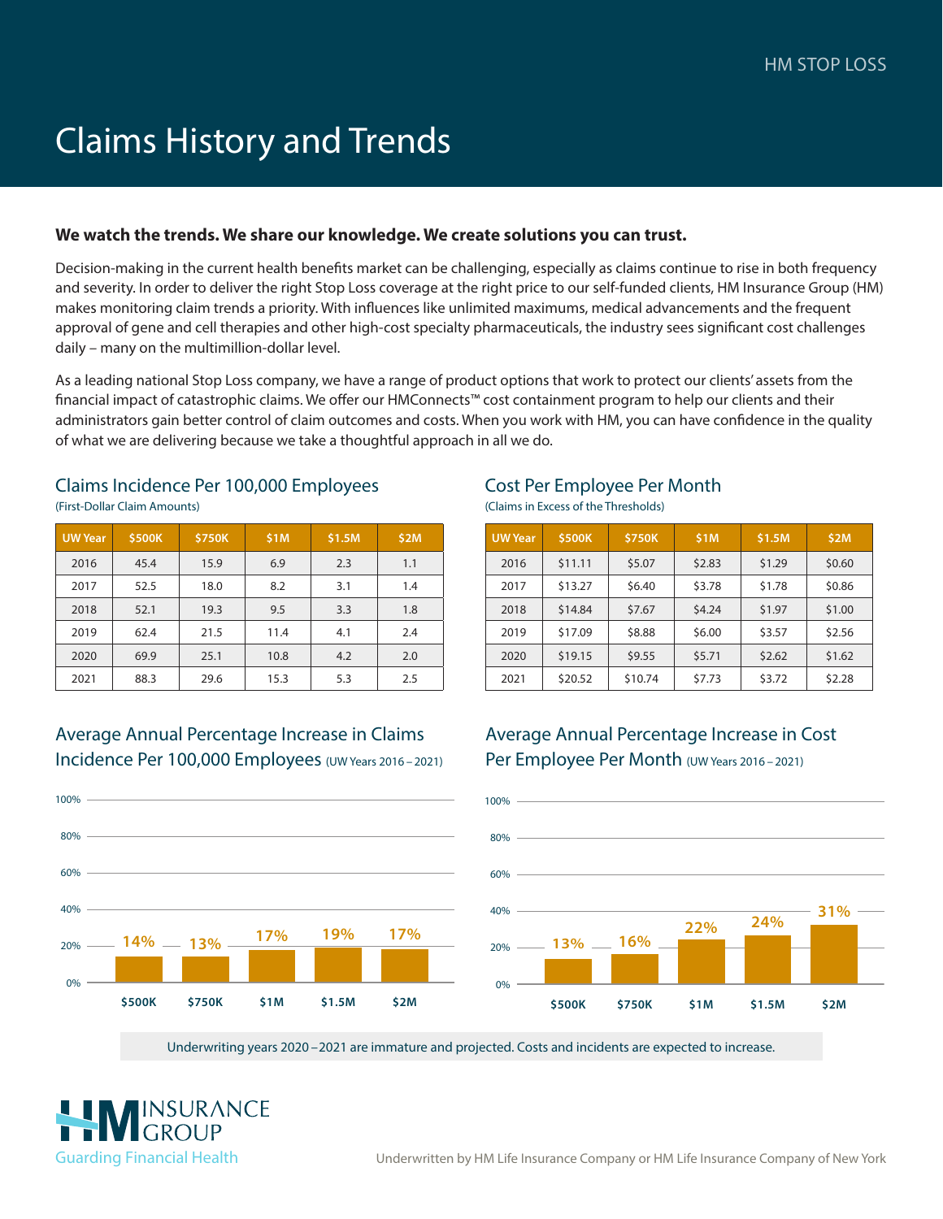HM STOP LOSS

# Claims History and Trends

**We watch the trends. We share our knowledge. We create solutions you can trust.**

Decision-making in the current health benefits market can be challenging, especially as claims continue to rise in both frequency and severity. In order to deliver the right Stop Loss coverage at the right price to our self-funded clients, HM Insurance Group (HM) makes monitoring claim trends a priority. With influences like unlimited maximums, medical advancements and the frequent approval of gene and cell therapies and other high-cost specialty pharmaceuticals, the industry sees significant cost challenges daily – many on the multimillion-dollar level.

As a leading national Stop Loss company, we have a range of product options that work to protect our clients' assets from the financial impact of catastrophic claims. We offer our HMConnects™ cost containment program to help our clients and their administrators gain better control of claim outcomes and costs. When you work with HM, you can have confidence in the quality of what we are delivering because we take a thoughtful approach in all we do.

## Claims Incidence Per 100,000 Employees

(First-Dollar Claim Amounts)

| UW Year | $500K | $750K | $1M | $1.5M | $2M |
|---|---|---|---|---|---|
| 2016 | 45.4 | 15.9 | 6.9 | 2.3 | 1.1 |
| 2017 | 52.5 | 18.0 | 8.2 | 3.1 | 1.4 |
| 2018 | 52.1 | 19.3 | 9.5 | 3.3 | 1.8 |
| 2019 | 62.4 | 21.5 | 11.4 | 4.1 | 2.4 |
| 2020 | 69.9 | 25.1 | 10.8 | 4.2 | 2.0 |
| 2021 | 88.3 | 29.6 | 15.3 | 5.3 | 2.5 |

## Cost Per Employee Per Month

(Claims in Excess of the Thresholds)

| UW Year | $500K | $750K | $1M | $1.5M | $2M |
|---|---|---|---|---|---|
| 2016 | $11.11 | $5.07 | $2.83 | $1.29 | $0.60 |
| 2017 | $13.27 | $6.40 | $3.78 | $1.78 | $0.86 |
| 2018 | $14.84 | $7.67 | $4.24 | $1.97 | $1.00 |
| 2019 | $17.09 | $8.88 | $6.00 | $3.57 | $2.56 |
| 2020 | $19.15 | $9.55 | $5.71 | $2.62 | $1.62 |
| 2021 | $20.52 | $10.74 | $7.73 | $3.72 | $2.28 |

## Average Annual Percentage Increase in Claims Incidence Per 100,000 Employees (UW Years 2016 – 2021)

| $500K | $750K | $1M | $1.5M | $2M |
|---|---|---|---|---|
| 14% | 13% | 17% | 19% | 17% |

## Average Annual Percentage Increase in Cost Per Employee Per Month (UW Years 2016 – 2021)

| $500K | $750K | $1M | $1.5M | $2M |
|---|---|---|---|---|
| 13% | 16% | 22% | 24% | 31% |

Underwriting years 2020 – 2021 are immature and projected. Costs and incidents are expected to increase.

HM INSURANCE GROUP
Guarding Financial Health

Underwritten by HM Life Insurance Company or HM Life Insurance Company of New York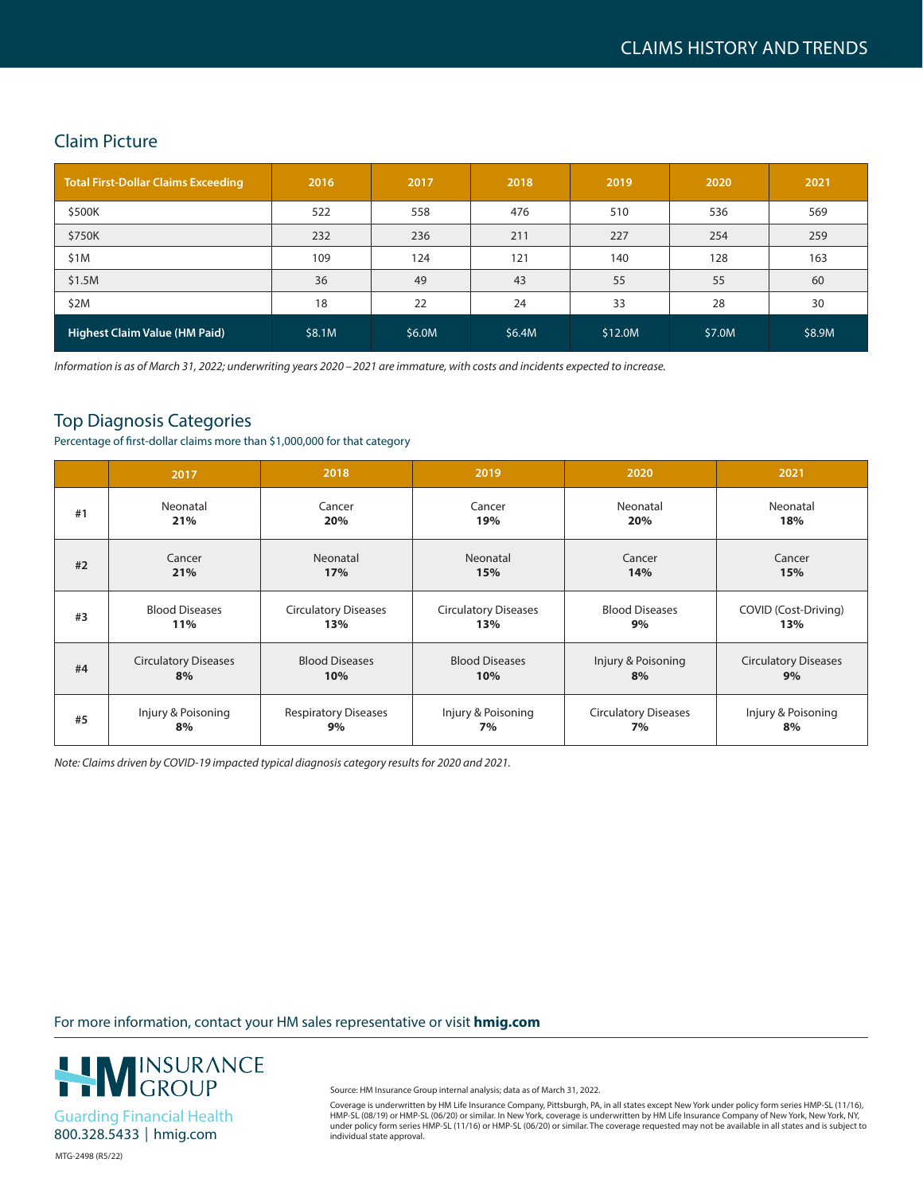## Claim Picture

| Total First-Dollar Claims Exceeding | 2016 | 2017 | 2018 | 2019 | 2020 | 2021 |
|---|---|---|---|---|---|---|
| $500K | 522 | 558 | 476 | 510 | 536 | 569 |
| $750K | 232 | 236 | 211 | 227 | 254 | 259 |
| $1M | 109 | 124 | 121 | 140 | 128 | 163 |
| $1.5M | 36 | 49 | 43 | 55 | 55 | 60 |
| $2M | 18 | 22 | 24 | 33 | 28 | 30 |
| **Highest Claim Value (HM Paid)** | $8.1M | $6.0M | $6.4M | $12.0M | $7.0M | $8.9M |

*Information is as of March 31, 2022; underwriting years 2020 – 2021 are immature, with costs and incidents expected to increase.*

## Top Diagnosis Categories

Percentage of first-dollar claims more than $1,000,000 for that category

| | 2017 | 2018 | 2019 | 2020 | 2021 |
|---|---|---|---|---|---|
| #1 | Neonatal **21%** | Cancer **20%** | Cancer **19%** | Neonatal **20%** | Neonatal **18%** |
| #2 | Cancer **21%** | Neonatal **17%** | Neonatal **15%** | Cancer **14%** | Cancer **15%** |
| #3 | Blood Diseases **11%** | Circulatory Diseases **13%** | Circulatory Diseases **13%** | Blood Diseases **9%** | COVID (Cost-Driving) **13%** |
| #4 | Circulatory Diseases **8%** | Blood Diseases **10%** | Blood Diseases **10%** | Injury & Poisoning **8%** | Circulatory Diseases **9%** |
| #5 | Injury & Poisoning **8%** | Respiratory Diseases **9%** | Injury & Poisoning **7%** | Circulatory Diseases **7%** | Injury & Poisoning **8%** |

*Note: Claims driven by COVID-19 impacted typical diagnosis category results for 2020 and 2021.*

For more information, contact your HM sales representative or visit **hmig.com**

HM INSURANCE GROUP

Guarding Financial Health

800.328.5433 | hmig.com

Source: HM Insurance Group internal analysis; data as of March 31, 2022.

Coverage is underwritten by HM Life Insurance Company, Pittsburgh, PA, in all states except New York under policy form series HMP-SL (11/16), HMP-SL (08/19) or HMP-SL (06/20) or similar. In New York, coverage is underwritten by HM Life Insurance Company of New York, New York, NY, under policy form series HMP-SL (11/16) or HMP-SL (06/20) or similar. The coverage requested may not be available in all states and is subject to individual state approval.

MTG-2498 (R5/22)